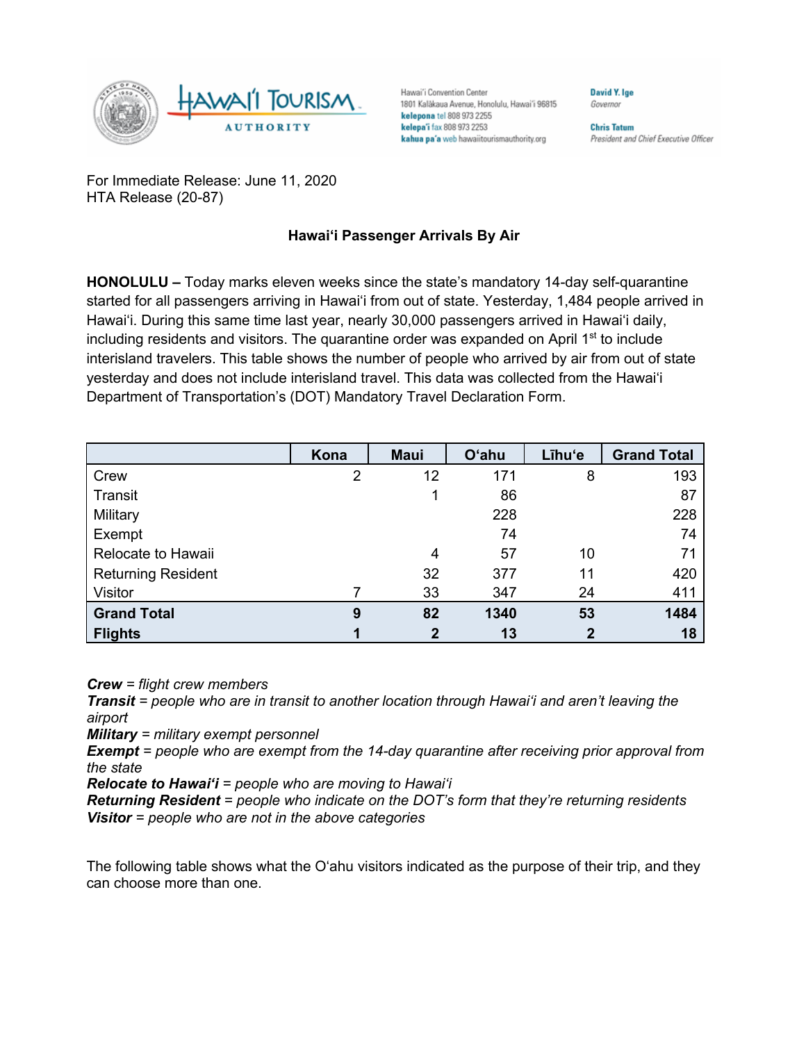Hawaiʻi Tourism Authority

Hawaiʻi Convention Center
1801 Kalākaua Avenue, Honolulu, Hawaiʻi 96815
**kelepona** tel 808 973 2255
**kelepaʻi** fax 808 973 2253
**kahua paʻa** web hawaiitourismauthority.org

**David Y. Ige**
*Governor*

**Chris Tatum**
*President and Chief Executive Officer*

For Immediate Release: June 11, 2020
HTA Release (20-87)

**Hawaiʻi Passenger Arrivals By Air**

**HONOLULU –** Today marks eleven weeks since the state's mandatory 14-day self-quarantine started for all passengers arriving in Hawaiʻi from out of state. Yesterday, 1,484 people arrived in Hawaiʻi. During this same time last year, nearly 30,000 passengers arrived in Hawaiʻi daily, including residents and visitors. The quarantine order was expanded on April 1st to include interisland travelers. This table shows the number of people who arrived by air from out of state yesterday and does not include interisland travel. This data was collected from the Hawaiʻi Department of Transportation's (DOT) Mandatory Travel Declaration Form.

| | Kona | Maui | Oʻahu | Līhuʻe | Grand Total |
|---|---|---|---|---|---|
| Crew | 2 | 12 | 171 | 8 | 193 |
| Transit | | 1 | 86 | | 87 |
| Military | | | 228 | | 228 |
| Exempt | | | 74 | | 74 |
| Relocate to Hawaii | | 4 | 57 | 10 | 71 |
| Returning Resident | | 32 | 377 | 11 | 420 |
| Visitor | 7 | 33 | 347 | 24 | 411 |
| **Grand Total** | **9** | **82** | **1340** | **53** | **1484** |
| **Flights** | **1** | **2** | **13** | **2** | **18** |

***Crew*** *= flight crew members*
***Transit*** *= people who are in transit to another location through Hawaiʻi and aren't leaving the airport*
***Military*** *= military exempt personnel*
***Exempt*** *= people who are exempt from the 14-day quarantine after receiving prior approval from the state*
***Relocate to Hawaiʻi*** *= people who are moving to Hawaiʻi*
***Returning Resident*** *= people who indicate on the DOT's form that they're returning residents*
***Visitor*** *= people who are not in the above categories*

The following table shows what the Oʻahu visitors indicated as the purpose of their trip, and they can choose more than one.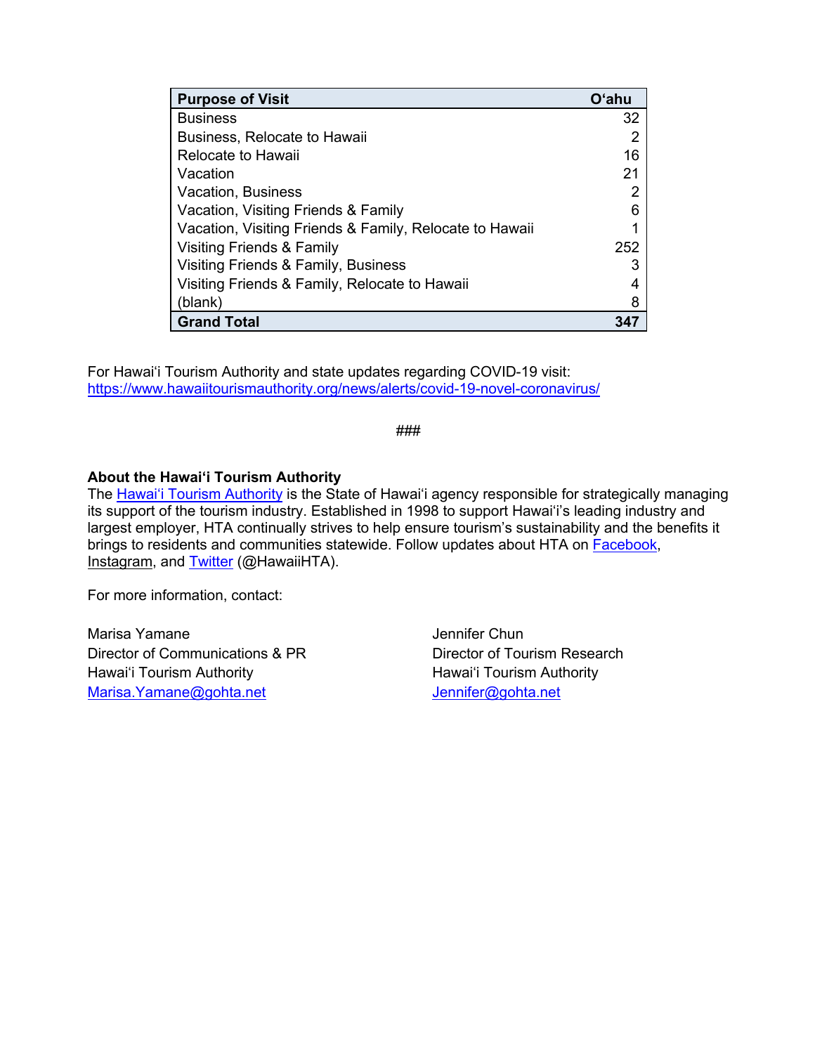| Purpose of Visit | O‘ahu |
|---|---|
| Business | 32 |
| Business, Relocate to Hawaii | 2 |
| Relocate to Hawaii | 16 |
| Vacation | 21 |
| Vacation, Business | 2 |
| Vacation, Visiting Friends & Family | 6 |
| Vacation, Visiting Friends & Family, Relocate to Hawaii | 1 |
| Visiting Friends & Family | 252 |
| Visiting Friends & Family, Business | 3 |
| Visiting Friends & Family, Relocate to Hawaii | 4 |
| (blank) | 8 |
| **Grand Total** | **347** |

For Hawai‘i Tourism Authority and state updates regarding COVID-19 visit:
https://www.hawaiitourismauthority.org/news/alerts/covid-19-novel-coronavirus/

###

**About the Hawai‘i Tourism Authority**
The Hawai‘i Tourism Authority is the State of Hawai‘i agency responsible for strategically managing its support of the tourism industry. Established in 1998 to support Hawai‘i's leading industry and largest employer, HTA continually strives to help ensure tourism's sustainability and the benefits it brings to residents and communities statewide. Follow updates about HTA on Facebook, Instagram, and Twitter (@HawaiiHTA).

For more information, contact:

Marisa Yamane
Director of Communications & PR
Hawai‘i Tourism Authority
Marisa.Yamane@gohta.net

Jennifer Chun
Director of Tourism Research
Hawai‘i Tourism Authority
Jennifer@gohta.net